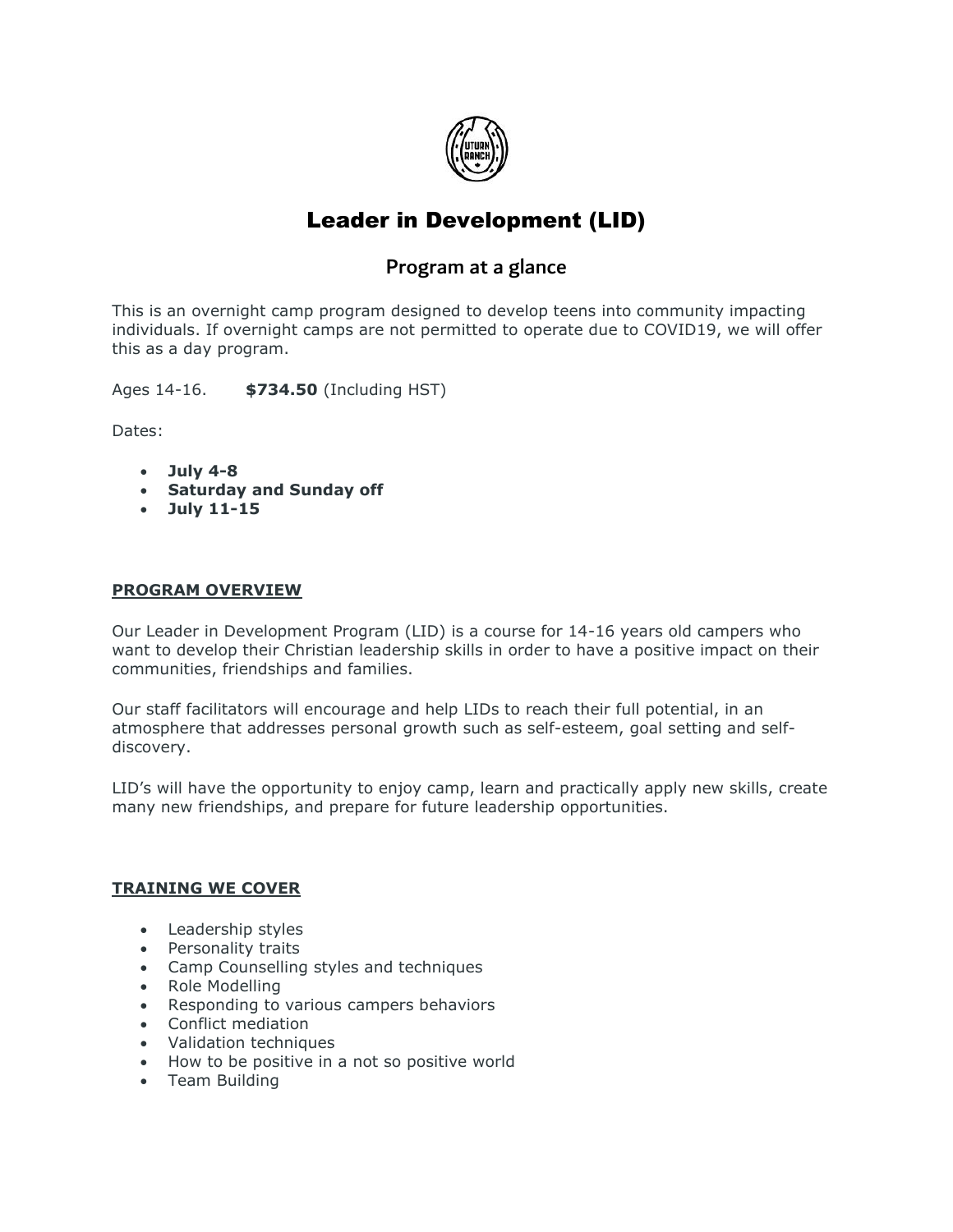# Leader in Development (LID)

## Program at a glance

This is an overnight camp program designed to develop teens into community impacting individuals. If overnight camps are not permitted to operate due to COVID19, we will offer this as a day program.

Ages 14-16. **$734.50** (Including HST)

Dates:

- **July 4-8**
- **Saturday and Sunday off**
- **July 11-15**

### PROGRAM OVERVIEW

Our Leader in Development Program (LID) is a course for 14-16 years old campers who want to develop their Christian leadership skills in order to have a positive impact on their communities, friendships and families.

Our staff facilitators will encourage and help LIDs to reach their full potential, in an atmosphere that addresses personal growth such as self-esteem, goal setting and self-discovery.

LID's will have the opportunity to enjoy camp, learn and practically apply new skills, create many new friendships, and prepare for future leadership opportunities.

### TRAINING WE COVER

- Leadership styles
- Personality traits
- Camp Counselling styles and techniques
- Role Modelling
- Responding to various campers behaviors
- Conflict mediation
- Validation techniques
- How to be positive in a not so positive world
- Team Building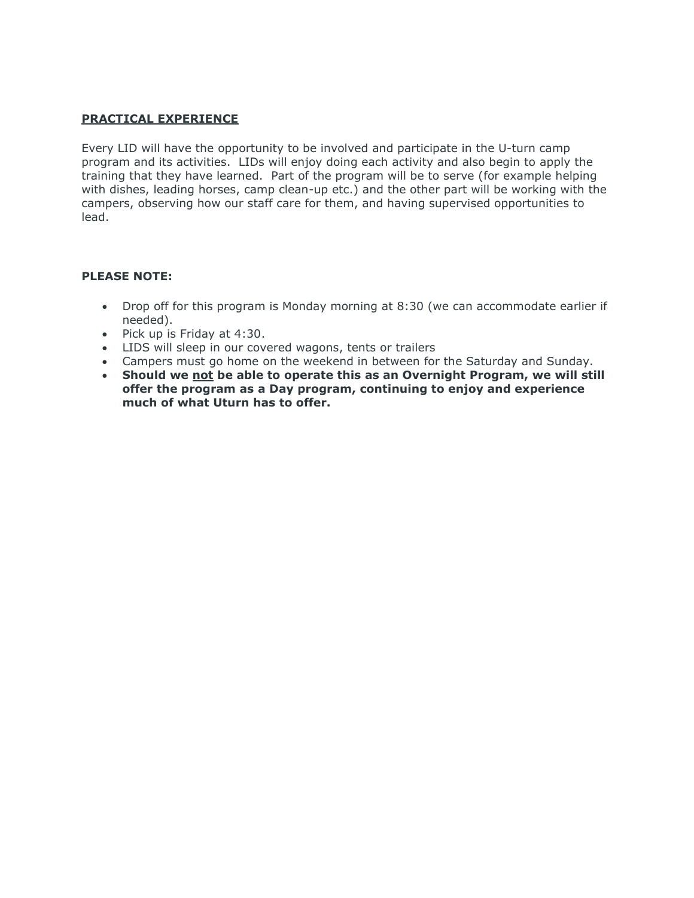## PRACTICAL EXPERIENCE

Every LID will have the opportunity to be involved and participate in the U-turn camp program and its activities. LIDs will enjoy doing each activity and also begin to apply the training that they have learned. Part of the program will be to serve (for example helping with dishes, leading horses, camp clean-up etc.) and the other part will be working with the campers, observing how our staff care for them, and having supervised opportunities to lead.

**PLEASE NOTE:**

- Drop off for this program is Monday morning at 8:30 (we can accommodate earlier if needed).
- Pick up is Friday at 4:30.
- LIDS will sleep in our covered wagons, tents or trailers
- Campers must go home on the weekend in between for the Saturday and Sunday.
- **Should we <u>not</u> be able to operate this as an Overnight Program, we will still offer the program as a Day program, continuing to enjoy and experience much of what Uturn has to offer.**